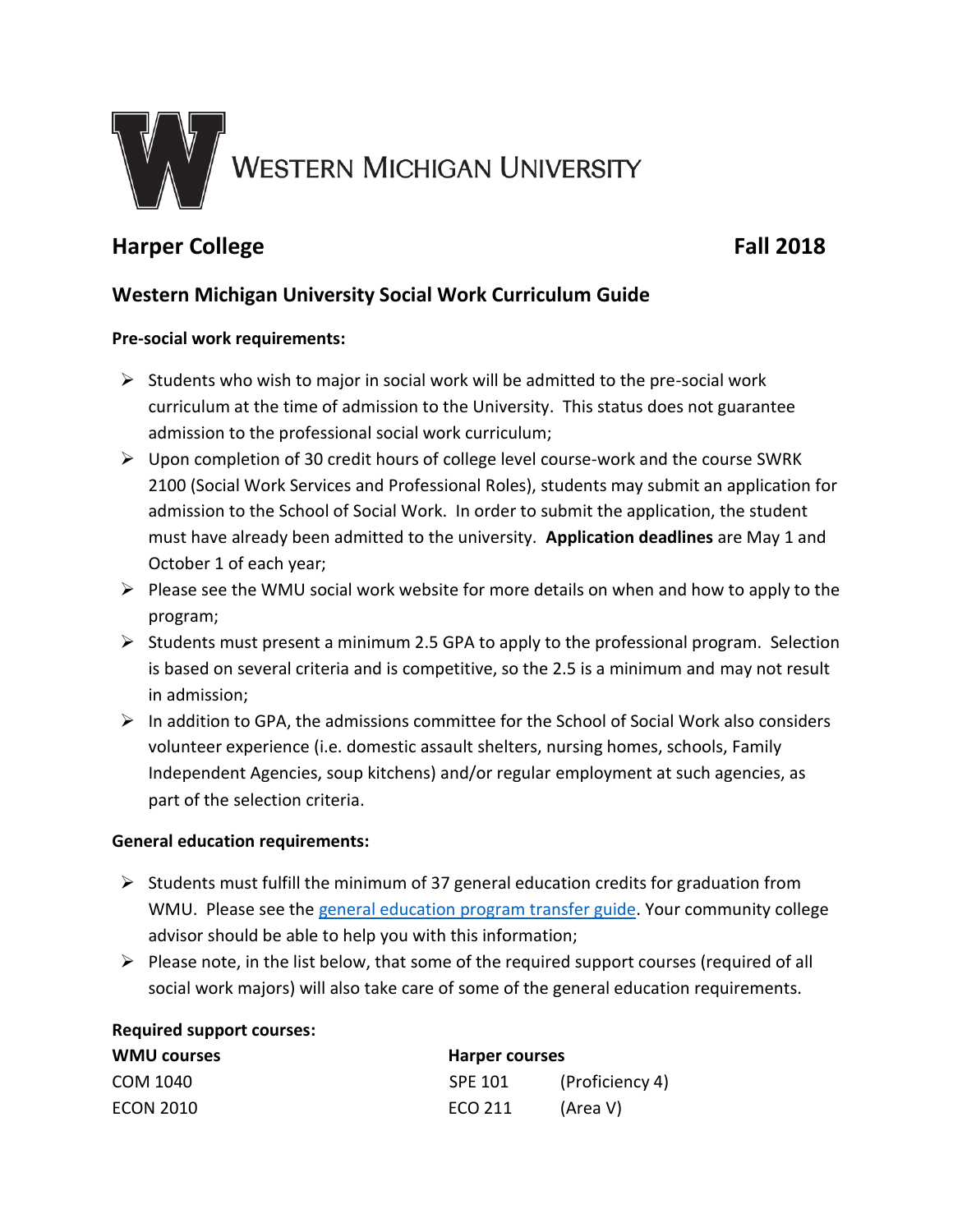WESTERN MICHIGAN UNIVERSITY

## Harper College Fall 2018

### Western Michigan University Social Work Curriculum Guide

**Pre-social work requirements:**

- Students who wish to major in social work will be admitted to the pre-social work curriculum at the time of admission to the University. This status does not guarantee admission to the professional social work curriculum;
- Upon completion of 30 credit hours of college level course-work and the course SWRK 2100 (Social Work Services and Professional Roles), students may submit an application for admission to the School of Social Work. In order to submit the application, the student must have already been admitted to the university. **Application deadlines** are May 1 and October 1 of each year;
- Please see the WMU social work website for more details on when and how to apply to the program;
- Students must present a minimum 2.5 GPA to apply to the professional program. Selection is based on several criteria and is competitive, so the 2.5 is a minimum and may not result in admission;
- In addition to GPA, the admissions committee for the School of Social Work also considers volunteer experience (i.e. domestic assault shelters, nursing homes, schools, Family Independent Agencies, soup kitchens) and/or regular employment at such agencies, as part of the selection criteria.

**General education requirements:**

- Students must fulfill the minimum of 37 general education credits for graduation from WMU. Please see the general education program transfer guide. Your community college advisor should be able to help you with this information;
- Please note, in the list below, that some of the required support courses (required of all social work majors) will also take care of some of the general education requirements.

**Required support courses:**

| WMU courses | Harper courses | |
|---|---|---|
| COM 1040 | SPE 101 | (Proficiency 4) |
| ECON 2010 | ECO 211 | (Area V) |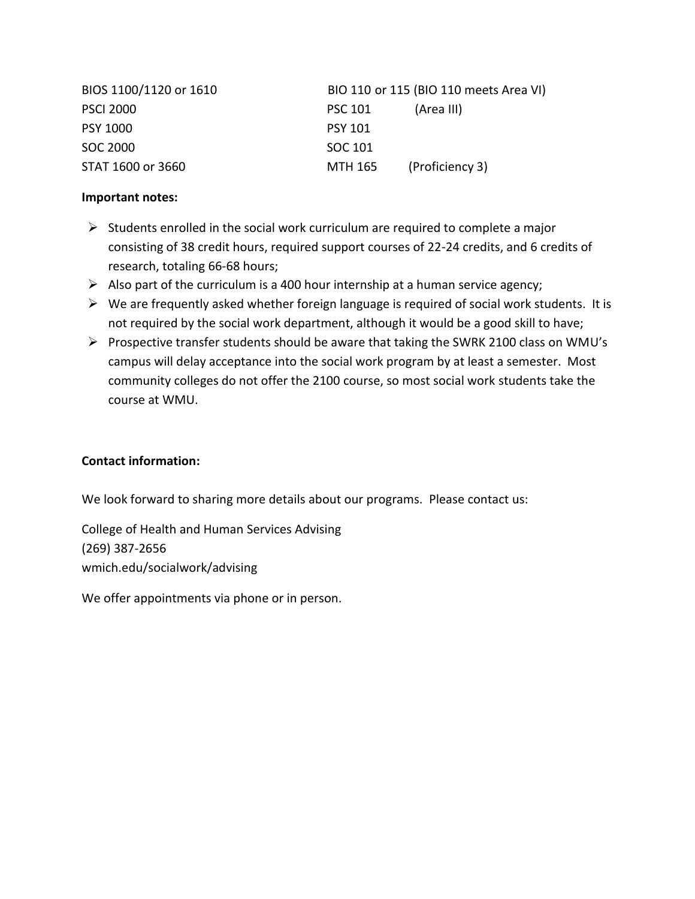| | |
|---|---|
| BIOS 1100/1120 or 1610 | BIO 110 or 115 (BIO 110 meets Area VI) |
| PSCI 2000 | PSC 101 (Area III) |
| PSY 1000 | PSY 101 |
| SOC 2000 | SOC 101 |
| STAT 1600 or 3660 | MTH 165 (Proficiency 3) |

**Important notes:**

- Students enrolled in the social work curriculum are required to complete a major consisting of 38 credit hours, required support courses of 22-24 credits, and 6 credits of research, totaling 66-68 hours;
- Also part of the curriculum is a 400 hour internship at a human service agency;
- We are frequently asked whether foreign language is required of social work students. It is not required by the social work department, although it would be a good skill to have;
- Prospective transfer students should be aware that taking the SWRK 2100 class on WMU's campus will delay acceptance into the social work program by at least a semester. Most community colleges do not offer the 2100 course, so most social work students take the course at WMU.

**Contact information:**

We look forward to sharing more details about our programs. Please contact us:

College of Health and Human Services Advising
(269) 387-2656
wmich.edu/socialwork/advising

We offer appointments via phone or in person.